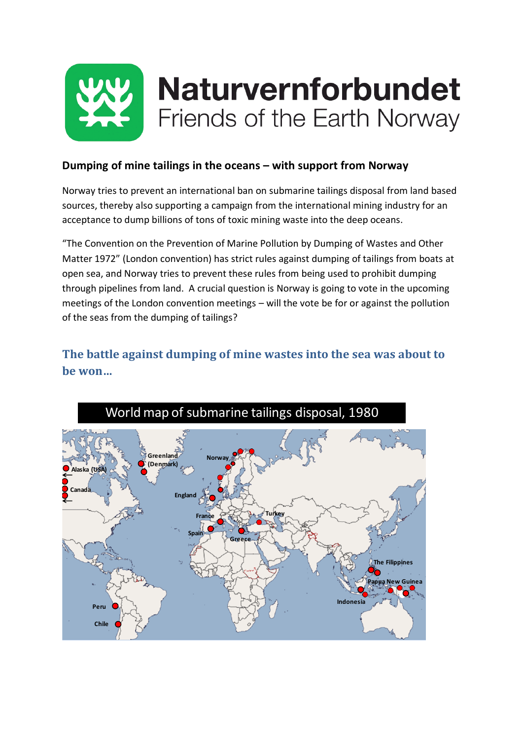Naturvernforbundet
Friends of the Earth Norway

**Dumping of mine tailings in the oceans – with support from Norway**

Norway tries to prevent an international ban on submarine tailings disposal from land based sources, thereby also supporting a campaign from the international mining industry for an acceptance to dump billions of tons of toxic mining waste into the deep oceans.

"The Convention on the Prevention of Marine Pollution by Dumping of Wastes and Other Matter 1972" (London convention) has strict rules against dumping of tailings from boats at open sea, and Norway tries to prevent these rules from being used to prohibit dumping through pipelines from land. A crucial question is Norway is going to vote in the upcoming meetings of the London convention meetings – will the vote be for or against the pollution of the seas from the dumping of tailings?

## The battle against dumping of mine wastes into the sea was about to be won…

World map of submarine tailings disposal, 1980

Alaska (USA), Canada, Greenland (Denmark), Norway, England, France, Spain, Greece, Turkey, The Filippines, Papua New Guinea, Indonesia, Peru, Chile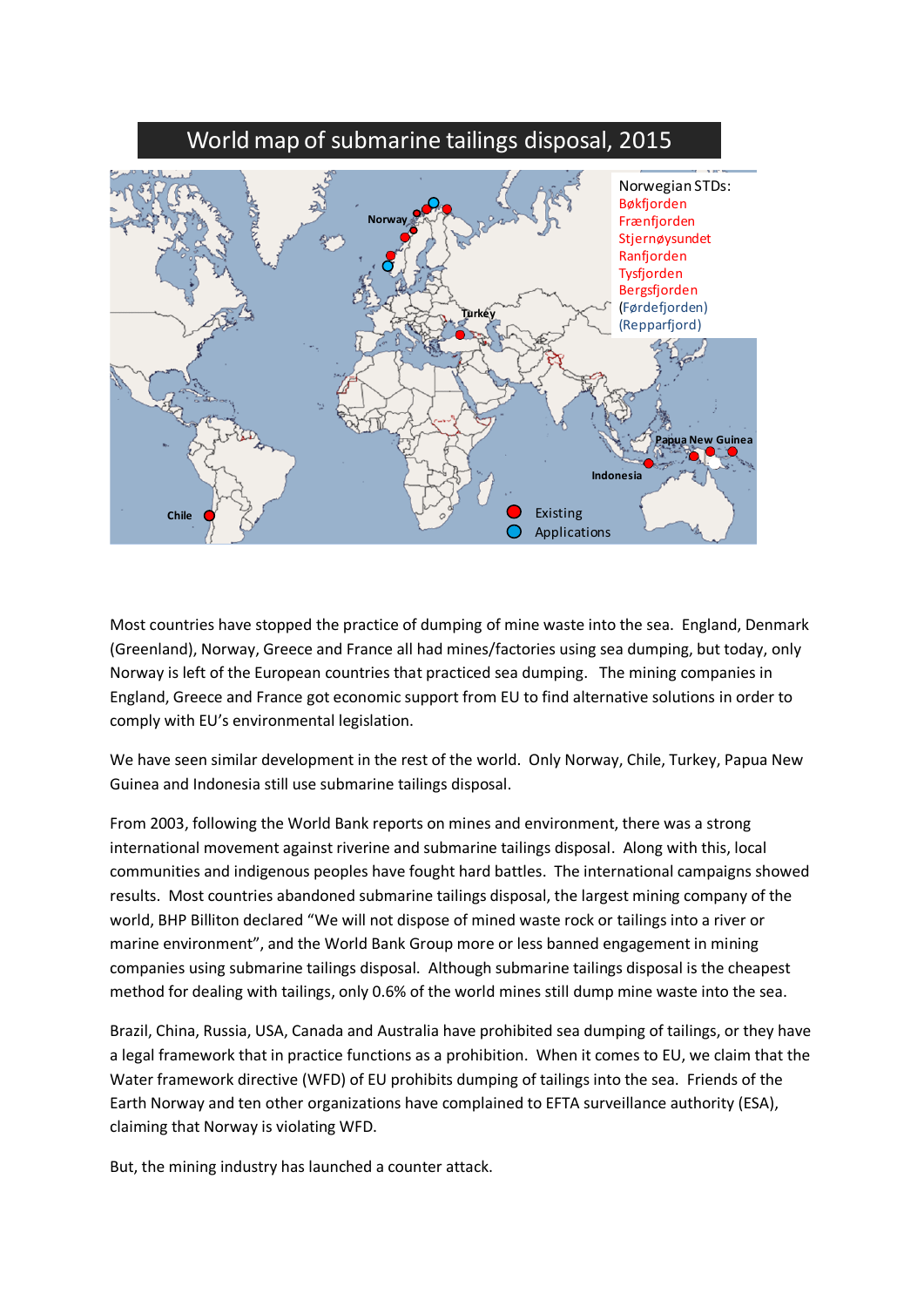## World map of submarine tailings disposal, 2015

Norwegian STDs:
Bøkfjorden
Frænfjorden
Stjernøysundet
Ranfjorden
Tysfjorden
Bergsfjorden
(Førdefjorden)
(Repparfjord)

Norway, Turkey, Chile, Indonesia, Papua New Guinea

Existing
Applications

Most countries have stopped the practice of dumping of mine waste into the sea. England, Denmark (Greenland), Norway, Greece and France all had mines/factories using sea dumping, but today, only Norway is left of the European countries that practiced sea dumping. The mining companies in England, Greece and France got economic support from EU to find alternative solutions in order to comply with EU's environmental legislation.

We have seen similar development in the rest of the world. Only Norway, Chile, Turkey, Papua New Guinea and Indonesia still use submarine tailings disposal.

From 2003, following the World Bank reports on mines and environment, there was a strong international movement against riverine and submarine tailings disposal. Along with this, local communities and indigenous peoples have fought hard battles. The international campaigns showed results. Most countries abandoned submarine tailings disposal, the largest mining company of the world, BHP Billiton declared "We will not dispose of mined waste rock or tailings into a river or marine environment", and the World Bank Group more or less banned engagement in mining companies using submarine tailings disposal. Although submarine tailings disposal is the cheapest method for dealing with tailings, only 0.6% of the world mines still dump mine waste into the sea.

Brazil, China, Russia, USA, Canada and Australia have prohibited sea dumping of tailings, or they have a legal framework that in practice functions as a prohibition. When it comes to EU, we claim that the Water framework directive (WFD) of EU prohibits dumping of tailings into the sea. Friends of the Earth Norway and ten other organizations have complained to EFTA surveillance authority (ESA), claiming that Norway is violating WFD.

But, the mining industry has launched a counter attack.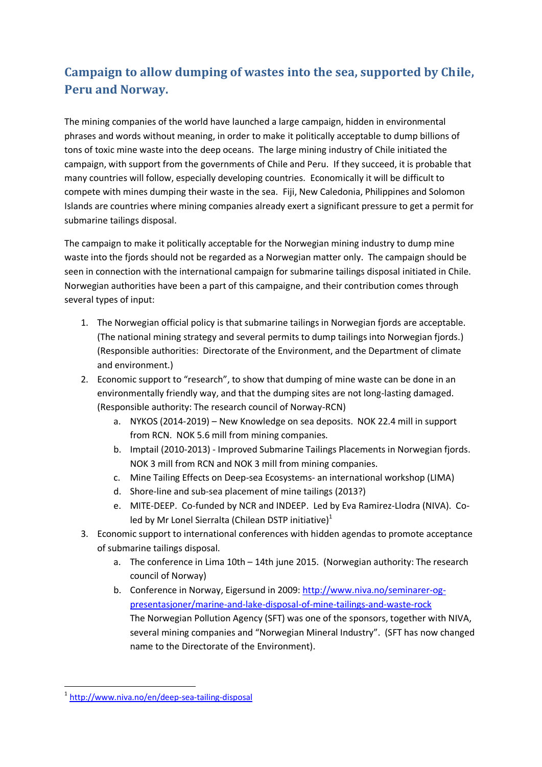## Campaign to allow dumping of wastes into the sea, supported by Chile, Peru and Norway.

The mining companies of the world have launched a large campaign, hidden in environmental phrases and words without meaning, in order to make it politically acceptable to dump billions of tons of toxic mine waste into the deep oceans. The large mining industry of Chile initiated the campaign, with support from the governments of Chile and Peru. If they succeed, it is probable that many countries will follow, especially developing countries. Economically it will be difficult to compete with mines dumping their waste in the sea. Fiji, New Caledonia, Philippines and Solomon Islands are countries where mining companies already exert a significant pressure to get a permit for submarine tailings disposal.

The campaign to make it politically acceptable for the Norwegian mining industry to dump mine waste into the fjords should not be regarded as a Norwegian matter only. The campaign should be seen in connection with the international campaign for submarine tailings disposal initiated in Chile. Norwegian authorities have been a part of this campaigne, and their contribution comes through several types of input:

1. The Norwegian official policy is that submarine tailings in Norwegian fjords are acceptable. (The national mining strategy and several permits to dump tailings into Norwegian fjords.) (Responsible authorities: Directorate of the Environment, and the Department of climate and environment.)
2. Economic support to "research", to show that dumping of mine waste can be done in an environmentally friendly way, and that the dumping sites are not long-lasting damaged. (Responsible authority: The research council of Norway-RCN)
   a. NYKOS (2014-2019) – New Knowledge on sea deposits. NOK 22.4 mill in support from RCN. NOK 5.6 mill from mining companies.
   b. Imptail (2010-2013) - Improved Submarine Tailings Placements in Norwegian fjords. NOK 3 mill from RCN and NOK 3 mill from mining companies.
   c. Mine Tailing Effects on Deep-sea Ecosystems- an international workshop (LIMA)
   d. Shore-line and sub-sea placement of mine tailings (2013?)
   e. MITE-DEEP. Co-funded by NCR and INDEEP. Led by Eva Ramirez-Llodra (NIVA). Co-led by Mr Lonel Sierralta (Chilean DSTP initiative)[1]
3. Economic support to international conferences with hidden agendas to promote acceptance of submarine tailings disposal.
   a. The conference in Lima 10th – 14th june 2015. (Norwegian authority: The research council of Norway)
   b. Conference in Norway, Eigersund in 2009: http://www.niva.no/seminarer-og-presentasjoner/marine-and-lake-disposal-of-mine-tailings-and-waste-rock
      The Norwegian Pollution Agency (SFT) was one of the sponsors, together with NIVA, several mining companies and "Norwegian Mineral Industry". (SFT has now changed name to the Directorate of the Environment).

[1] http://www.niva.no/en/deep-sea-tailing-disposal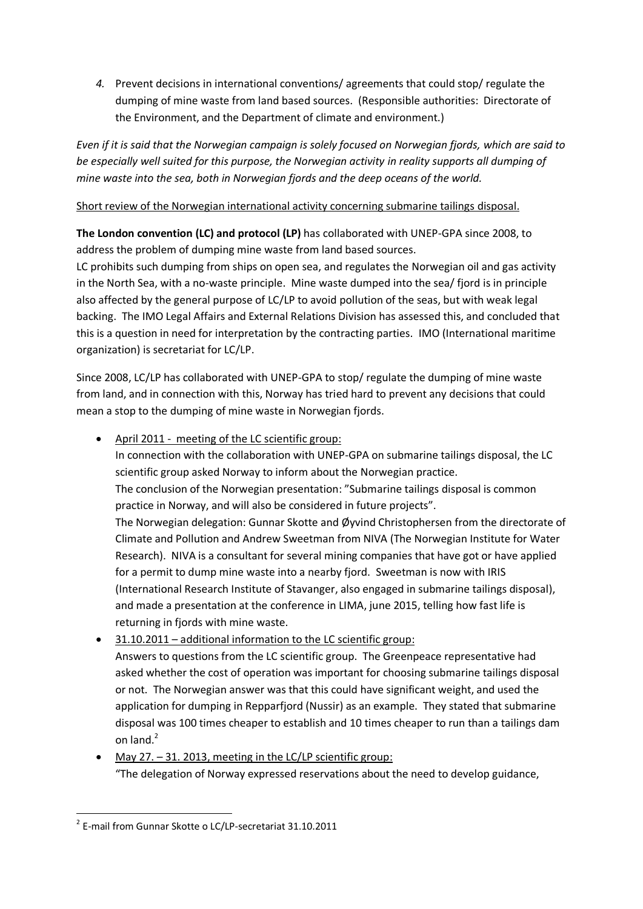*4.* Prevent decisions in international conventions/ agreements that could stop/ regulate the dumping of mine waste from land based sources. (Responsible authorities: Directorate of the Environment, and the Department of climate and environment.)

*Even if it is said that the Norwegian campaign is solely focused on Norwegian fjords, which are said to be especially well suited for this purpose, the Norwegian activity in reality supports all dumping of mine waste into the sea, both in Norwegian fjords and the deep oceans of the world.*

<u>Short review of the Norwegian international activity concerning submarine tailings disposal.</u>

**The London convention (LC) and protocol (LP)** has collaborated with UNEP-GPA since 2008, to address the problem of dumping mine waste from land based sources.
LC prohibits such dumping from ships on open sea, and regulates the Norwegian oil and gas activity in the North Sea, with a no-waste principle. Mine waste dumped into the sea/ fjord is in principle also affected by the general purpose of LC/LP to avoid pollution of the seas, but with weak legal backing. The IMO Legal Affairs and External Relations Division has assessed this, and concluded that this is a question in need for interpretation by the contracting parties. IMO (International maritime organization) is secretariat for LC/LP.

Since 2008, LC/LP has collaborated with UNEP-GPA to stop/ regulate the dumping of mine waste from land, and in connection with this, Norway has tried hard to prevent any decisions that could mean a stop to the dumping of mine waste in Norwegian fjords.

- <u>April 2011 - meeting of the LC scientific group:</u>
  In connection with the collaboration with UNEP-GPA on submarine tailings disposal, the LC scientific group asked Norway to inform about the Norwegian practice.
  The conclusion of the Norwegian presentation: "Submarine tailings disposal is common practice in Norway, and will also be considered in future projects".
  The Norwegian delegation: Gunnar Skotte and Øyvind Christophersen from the directorate of Climate and Pollution and Andrew Sweetman from NIVA (The Norwegian Institute for Water Research). NIVA is a consultant for several mining companies that have got or have applied for a permit to dump mine waste into a nearby fjord. Sweetman is now with IRIS (International Research Institute of Stavanger, also engaged in submarine tailings disposal), and made a presentation at the conference in LIMA, june 2015, telling how fast life is returning in fjords with mine waste.
- <u>31.10.2011 – additional information to the LC scientific group:</u>
  Answers to questions from the LC scientific group. The Greenpeace representative had asked whether the cost of operation was important for choosing submarine tailings disposal or not. The Norwegian answer was that this could have significant weight, and used the application for dumping in Repparfjord (Nussir) as an example. They stated that submarine disposal was 100 times cheaper to establish and 10 times cheaper to run than a tailings dam on land.[2]
- <u>May 27. – 31. 2013, meeting in the LC/LP scientific group:</u>
  "The delegation of Norway expressed reservations about the need to develop guidance,

[2] E-mail from Gunnar Skotte o LC/LP-secretariat 31.10.2011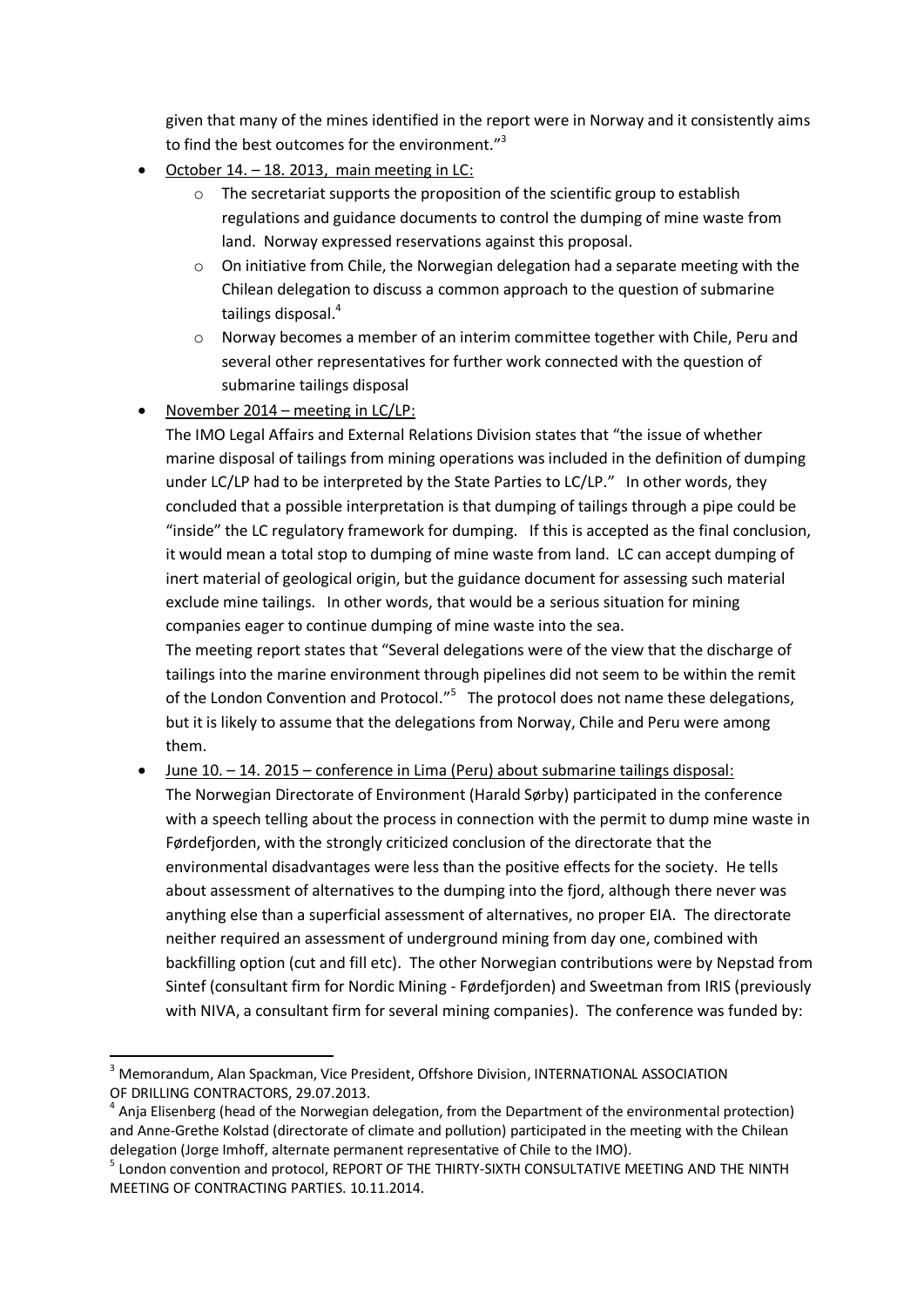given that many of the mines identified in the report were in Norway and it consistently aims to find the best outcomes for the environment."[3]

- October 14. – 18. 2013, main meeting in LC:
  - The secretariat supports the proposition of the scientific group to establish regulations and guidance documents to control the dumping of mine waste from land. Norway expressed reservations against this proposal.
  - On initiative from Chile, the Norwegian delegation had a separate meeting with the Chilean delegation to discuss a common approach to the question of submarine tailings disposal.[4]
  - Norway becomes a member of an interim committee together with Chile, Peru and several other representatives for further work connected with the question of submarine tailings disposal
- November 2014 – meeting in LC/LP:
  The IMO Legal Affairs and External Relations Division states that "the issue of whether marine disposal of tailings from mining operations was included in the definition of dumping under LC/LP had to be interpreted by the State Parties to LC/LP." In other words, they concluded that a possible interpretation is that dumping of tailings through a pipe could be "inside" the LC regulatory framework for dumping. If this is accepted as the final conclusion, it would mean a total stop to dumping of mine waste from land. LC can accept dumping of inert material of geological origin, but the guidance document for assessing such material exclude mine tailings. In other words, that would be a serious situation for mining companies eager to continue dumping of mine waste into the sea.
  The meeting report states that "Several delegations were of the view that the discharge of tailings into the marine environment through pipelines did not seem to be within the remit of the London Convention and Protocol."[5] The protocol does not name these delegations, but it is likely to assume that the delegations from Norway, Chile and Peru were among them.
- June 10. – 14. 2015 – conference in Lima (Peru) about submarine tailings disposal:
  The Norwegian Directorate of Environment (Harald Sørby) participated in the conference with a speech telling about the process in connection with the permit to dump mine waste in Førdefjorden, with the strongly criticized conclusion of the directorate that the environmental disadvantages were less than the positive effects for the society. He tells about assessment of alternatives to the dumping into the fjord, although there never was anything else than a superficial assessment of alternatives, no proper EIA. The directorate neither required an assessment of underground mining from day one, combined with backfilling option (cut and fill etc). The other Norwegian contributions were by Nepstad from Sintef (consultant firm for Nordic Mining - Førdefjorden) and Sweetman from IRIS (previously with NIVA, a consultant firm for several mining companies). The conference was funded by:

---

[3] Memorandum, Alan Spackman, Vice President, Offshore Division, INTERNATIONAL ASSOCIATION OF DRILLING CONTRACTORS, 29.07.2013.

[4] Anja Elisenberg (head of the Norwegian delegation, from the Department of the environmental protection) and Anne-Grethe Kolstad (directorate of climate and pollution) participated in the meeting with the Chilean delegation (Jorge Imhoff, alternate permanent representative of Chile to the IMO).

[5] London convention and protocol, REPORT OF THE THIRTY-SIXTH CONSULTATIVE MEETING AND THE NINTH MEETING OF CONTRACTING PARTIES. 10.11.2014.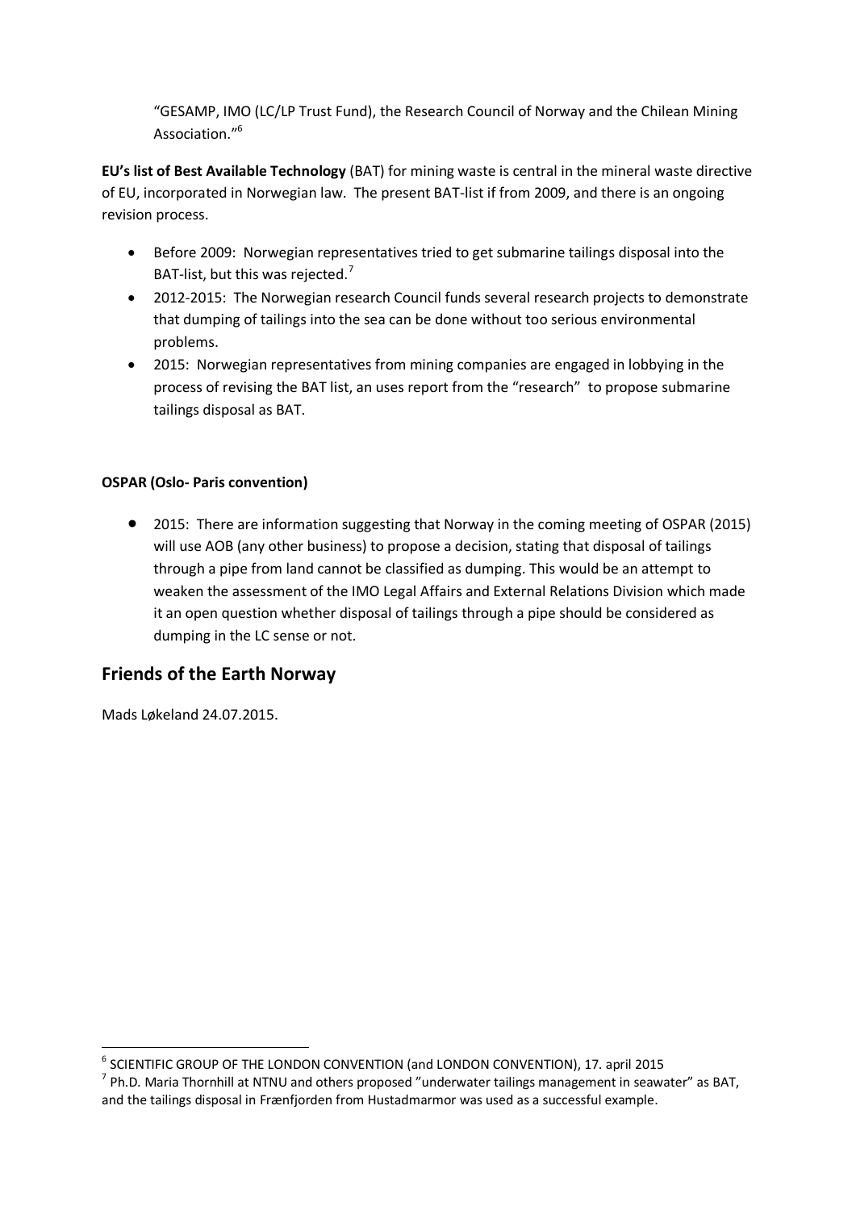"GESAMP, IMO (LC/LP Trust Fund), the Research Council of Norway and the Chilean Mining Association."[6]

**EU's list of Best Available Technology** (BAT) for mining waste is central in the mineral waste directive of EU, incorporated in Norwegian law. The present BAT-list if from 2009, and there is an ongoing revision process.

- Before 2009: Norwegian representatives tried to get submarine tailings disposal into the BAT-list, but this was rejected.[7]
- 2012-2015: The Norwegian research Council funds several research projects to demonstrate that dumping of tailings into the sea can be done without too serious environmental problems.
- 2015: Norwegian representatives from mining companies are engaged in lobbying in the process of revising the BAT list, an uses report from the "research" to propose submarine tailings disposal as BAT.

**OSPAR (Oslo- Paris convention)**

- 2015: There are information suggesting that Norway in the coming meeting of OSPAR (2015) will use AOB (any other business) to propose a decision, stating that disposal of tailings through a pipe from land cannot be classified as dumping. This would be an attempt to weaken the assessment of the IMO Legal Affairs and External Relations Division which made it an open question whether disposal of tailings through a pipe should be considered as dumping in the LC sense or not.

## Friends of the Earth Norway

Mads Løkeland 24.07.2015.

[6] SCIENTIFIC GROUP OF THE LONDON CONVENTION (and LONDON CONVENTION), 17. april 2015

[7] Ph.D. Maria Thornhill at NTNU and others proposed "underwater tailings management in seawater" as BAT, and the tailings disposal in Frænfjorden from Hustadmarmor was used as a successful example.